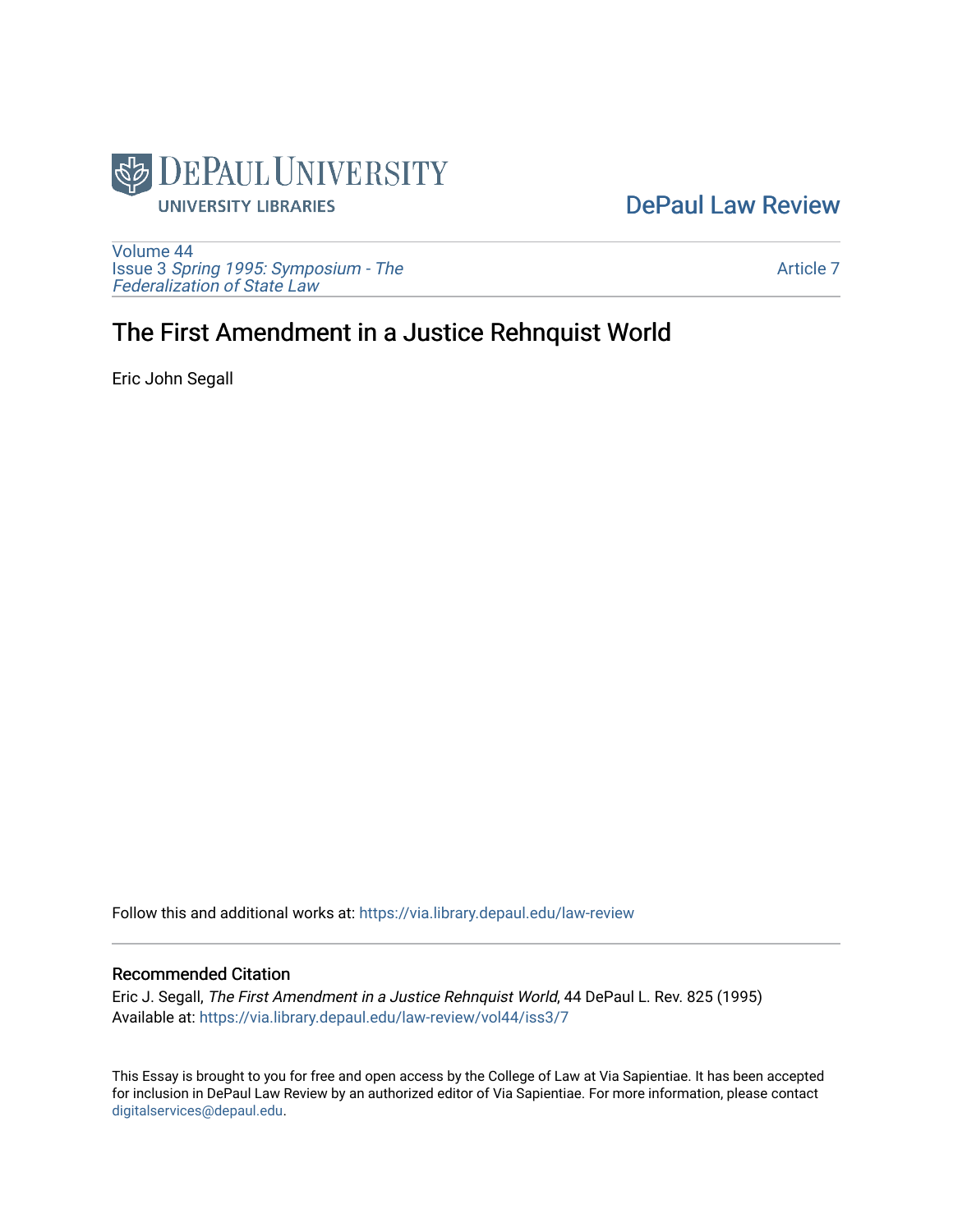DePaul University Libraries

DePaul Law Review

Volume 44
Issue 3 *Spring 1995: Symposium - The Federalization of State Law*

Article 7

# The First Amendment in a Justice Rehnquist World

Eric John Segall

Follow this and additional works at: https://via.library.depaul.edu/law-review

## Recommended Citation

Eric J. Segall, *The First Amendment in a Justice Rehnquist World*, 44 DePaul L. Rev. 825 (1995)
Available at: https://via.library.depaul.edu/law-review/vol44/iss3/7

This Essay is brought to you for free and open access by the College of Law at Via Sapientiae. It has been accepted for inclusion in DePaul Law Review by an authorized editor of Via Sapientiae. For more information, please contact digitalservices@depaul.edu.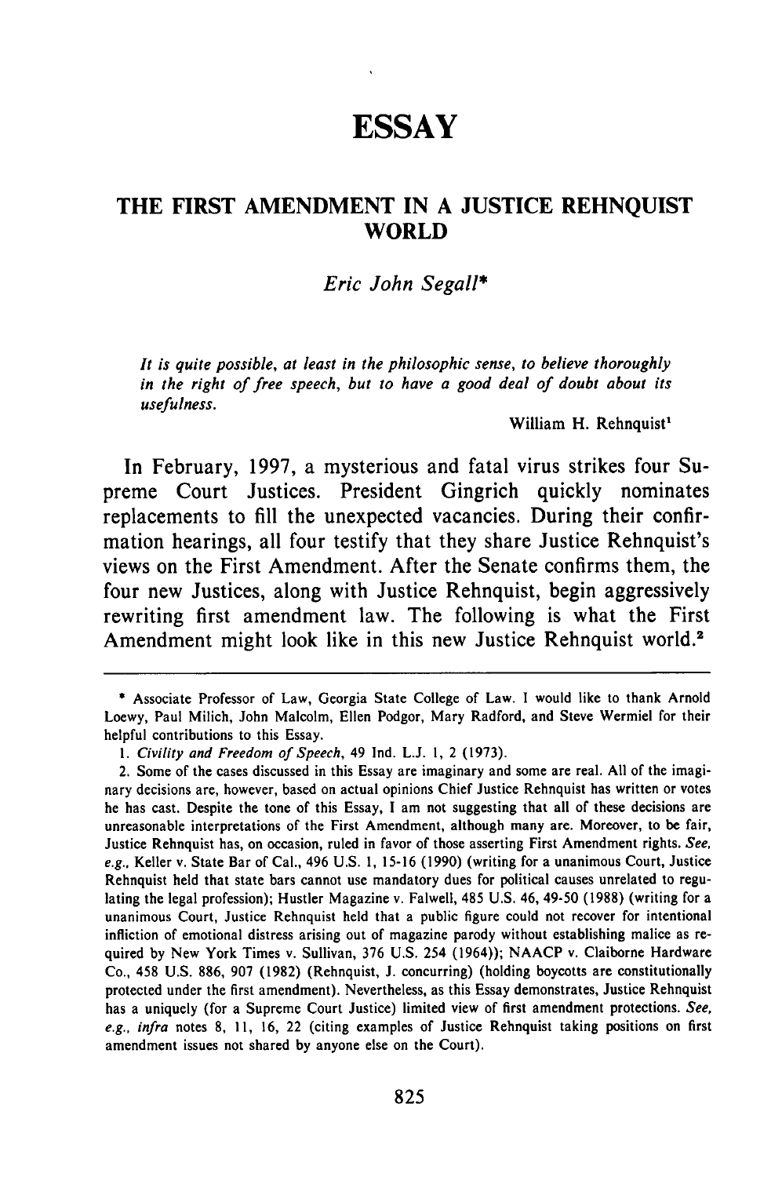# ESSAY

## THE FIRST AMENDMENT IN A JUSTICE REHNQUIST WORLD

*Eric John Segall**

> *It is quite possible, at least in the philosophic sense, to believe thoroughly in the right of free speech, but to have a good deal of doubt about its usefulness.*
>
> William H. Rehnquist[1]

In February, 1997, a mysterious and fatal virus strikes four Supreme Court Justices. President Gingrich quickly nominates replacements to fill the unexpected vacancies. During their confirmation hearings, all four testify that they share Justice Rehnquist's views on the First Amendment. After the Senate confirms them, the four new Justices, along with Justice Rehnquist, begin aggressively rewriting first amendment law. The following is what the First Amendment might look like in this new Justice Rehnquist world.[2]

---

\* Associate Professor of Law, Georgia State College of Law. I would like to thank Arnold Loewy, Paul Milich, John Malcolm, Ellen Podgor, Mary Radford, and Steve Wermiel for their helpful contributions to this Essay.

1. *Civility and Freedom of Speech*, 49 Ind. L.J. 1, 2 (1973).

2. Some of the cases discussed in this Essay are imaginary and some are real. All of the imaginary decisions are, however, based on actual opinions Chief Justice Rehnquist has written or votes he has cast. Despite the tone of this Essay, I am not suggesting that all of these decisions are unreasonable interpretations of the First Amendment, although many are. Moreover, to be fair, Justice Rehnquist has, on occasion, ruled in favor of those asserting First Amendment rights. *See, e.g.*, Keller v. State Bar of Cal., 496 U.S. 1, 15-16 (1990) (writing for a unanimous Court, Justice Rehnquist held that state bars cannot use mandatory dues for political causes unrelated to regulating the legal profession); Hustler Magazine v. Falwell, 485 U.S. 46, 49-50 (1988) (writing for a unanimous Court, Justice Rehnquist held that a public figure could not recover for intentional infliction of emotional distress arising out of magazine parody without establishing malice as required by New York Times v. Sullivan, 376 U.S. 254 (1964)); NAACP v. Claiborne Hardware Co., 458 U.S. 886, 907 (1982) (Rehnquist, J. concurring) (holding boycotts are constitutionally protected under the first amendment). Nevertheless, as this Essay demonstrates, Justice Rehnquist has a uniquely (for a Supreme Court Justice) limited view of first amendment protections. *See, e.g., infra* notes 8, 11, 16, 22 (citing examples of Justice Rehnquist taking positions on first amendment issues not shared by anyone else on the Court).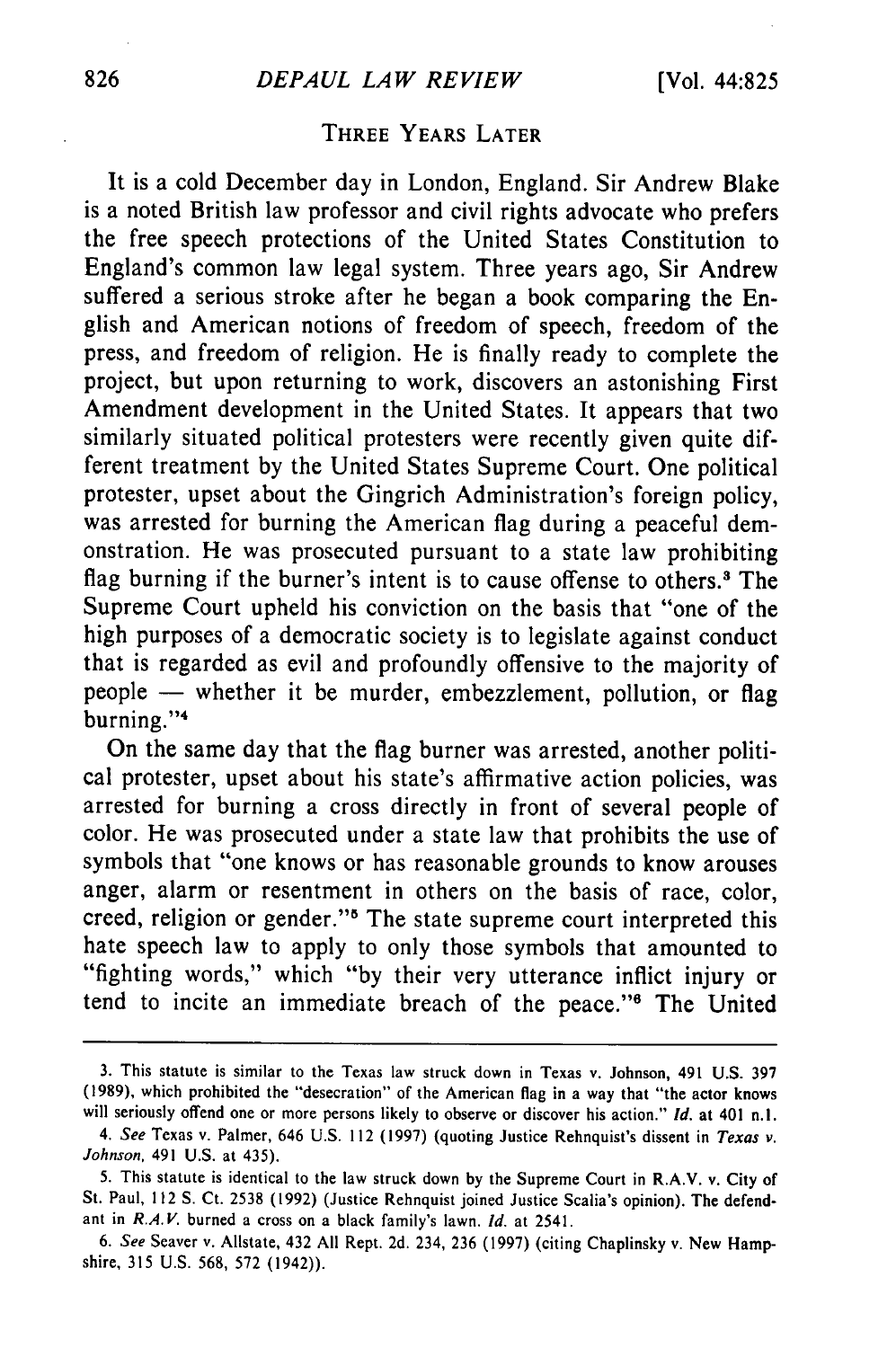## THREE YEARS LATER

It is a cold December day in London, England. Sir Andrew Blake is a noted British law professor and civil rights advocate who prefers the free speech protections of the United States Constitution to England's common law legal system. Three years ago, Sir Andrew suffered a serious stroke after he began a book comparing the English and American notions of freedom of speech, freedom of the press, and freedom of religion. He is finally ready to complete the project, but upon returning to work, discovers an astonishing First Amendment development in the United States. It appears that two similarly situated political protesters were recently given quite different treatment by the United States Supreme Court. One political protester, upset about the Gingrich Administration's foreign policy, was arrested for burning the American flag during a peaceful demonstration. He was prosecuted pursuant to a state law prohibiting flag burning if the burner's intent is to cause offense to others.[3] The Supreme Court upheld his conviction on the basis that "one of the high purposes of a democratic society is to legislate against conduct that is regarded as evil and profoundly offensive to the majority of people — whether it be murder, embezzlement, pollution, or flag burning."[4]

On the same day that the flag burner was arrested, another political protester, upset about his state's affirmative action policies, was arrested for burning a cross directly in front of several people of color. He was prosecuted under a state law that prohibits the use of symbols that "one knows or has reasonable grounds to know arouses anger, alarm or resentment in others on the basis of race, color, creed, religion or gender."[5] The state supreme court interpreted this hate speech law to apply to only those symbols that amounted to "fighting words," which "by their very utterance inflict injury or tend to incite an immediate breach of the peace."[6] The United

---

3. This statute is similar to the Texas law struck down in Texas v. Johnson, 491 U.S. 397 (1989), which prohibited the "desecration" of the American flag in a way that "the actor knows will seriously offend one or more persons likely to observe or discover his action." *Id.* at 401 n.1.

4. *See* Texas v. Palmer, 646 U.S. 112 (1997) (quoting Justice Rehnquist's dissent in *Texas v. Johnson*, 491 U.S. at 435).

5. This statute is identical to the law struck down by the Supreme Court in R.A.V. v. City of St. Paul, 112 S. Ct. 2538 (1992) (Justice Rehnquist joined Justice Scalia's opinion). The defendant in *R.A.V.* burned a cross on a black family's lawn. *Id.* at 2541.

6. *See* Seaver v. Allstate, 432 All Rept. 2d. 234, 236 (1997) (citing Chaplinsky v. New Hampshire, 315 U.S. 568, 572 (1942)).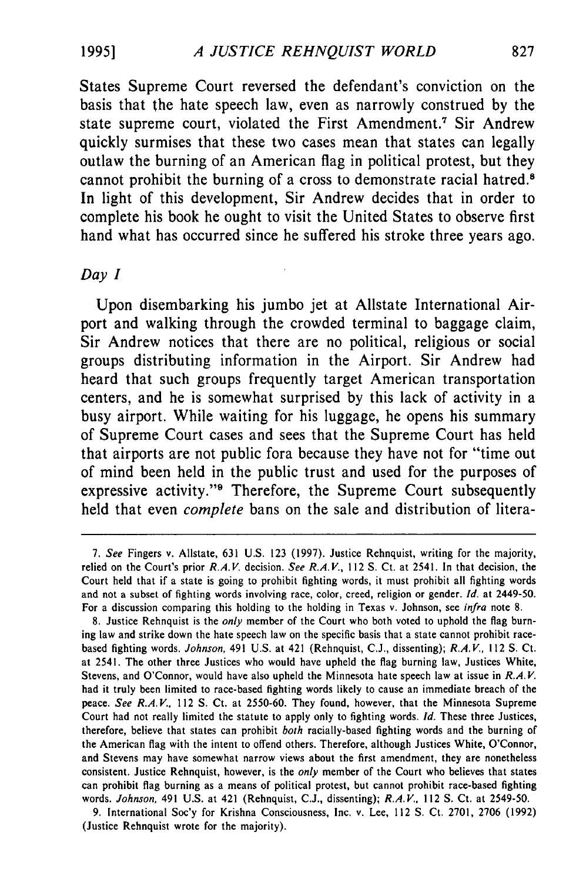States Supreme Court reversed the defendant's conviction on the basis that the hate speech law, even as narrowly construed by the state supreme court, violated the First Amendment.[7] Sir Andrew quickly surmises that these two cases mean that states can legally outlaw the burning of an American flag in political protest, but they cannot prohibit the burning of a cross to demonstrate racial hatred.[8] In light of this development, Sir Andrew decides that in order to complete his book he ought to visit the United States to observe first hand what has occurred since he suffered his stroke three years ago.

*Day I*

Upon disembarking his jumbo jet at Allstate International Airport and walking through the crowded terminal to baggage claim, Sir Andrew notices that there are no political, religious or social groups distributing information in the Airport. Sir Andrew had heard that such groups frequently target American transportation centers, and he is somewhat surprised by this lack of activity in a busy airport. While waiting for his luggage, he opens his summary of Supreme Court cases and sees that the Supreme Court has held that airports are not public fora because they have not for "time out of mind been held in the public trust and used for the purposes of expressive activity."[9] Therefore, the Supreme Court subsequently held that even *complete* bans on the sale and distribution of litera-

---

7. *See* Fingers v. Allstate, 631 U.S. 123 (1997). Justice Rehnquist, writing for the majority, relied on the Court's prior *R.A.V.* decision. *See R.A.V.*, 112 S. Ct. at 2541. In that decision, the Court held that if a state is going to prohibit fighting words, it must prohibit all fighting words and not a subset of fighting words involving race, color, creed, religion or gender. *Id.* at 2449-50. For a discussion comparing this holding to the holding in Texas v. Johnson, see *infra* note 8.

8. Justice Rehnquist is the *only* member of the Court who both voted to uphold the flag burning law and strike down the hate speech law on the specific basis that a state cannot prohibit race-based fighting words. *Johnson*, 491 U.S. at 421 (Rehnquist, C.J., dissenting); *R.A.V.*, 112 S. Ct. at 2541. The other three Justices who would have upheld the flag burning law, Justices White, Stevens, and O'Connor, would have also upheld the Minnesota hate speech law at issue in *R.A.V.* had it truly been limited to race-based fighting words likely to cause an immediate breach of the peace. *See R.A.V.*, 112 S. Ct. at 2550-60. They found, however, that the Minnesota Supreme Court had not really limited the statute to apply only to fighting words. *Id.* These three Justices, therefore, believe that states can prohibit *both* racially-based fighting words and the burning of the American flag with the intent to offend others. Therefore, although Justices White, O'Connor, and Stevens may have somewhat narrow views about the first amendment, they are nonetheless consistent. Justice Rehnquist, however, is the *only* member of the Court who believes that states can prohibit flag burning as a means of political protest, but cannot prohibit race-based fighting words. *Johnson*, 491 U.S. at 421 (Rehnquist, C.J., dissenting); *R.A.V.*, 112 S. Ct. at 2549-50.

9. International Soc'y for Krishna Consciousness, Inc. v. Lee, 112 S. Ct. 2701, 2706 (1992) (Justice Rehnquist wrote for the majority).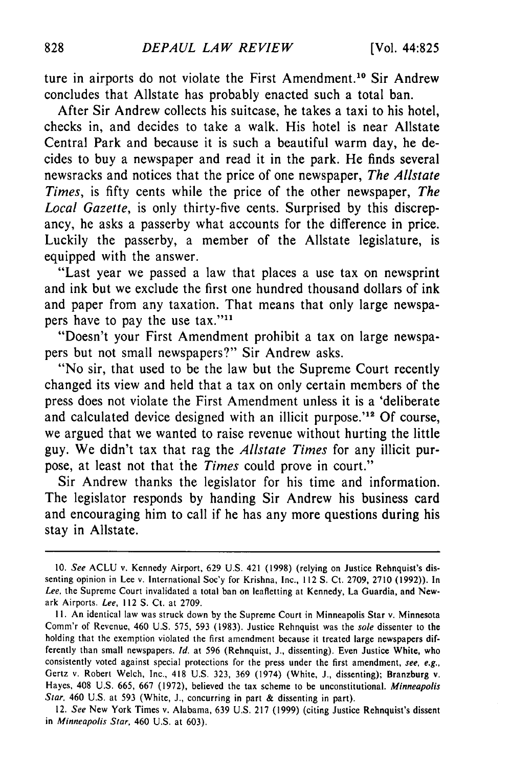ture in airports do not violate the First Amendment.[10] Sir Andrew concludes that Allstate has probably enacted such a total ban.

After Sir Andrew collects his suitcase, he takes a taxi to his hotel, checks in, and decides to take a walk. His hotel is near Allstate Central Park and because it is such a beautiful warm day, he decides to buy a newspaper and read it in the park. He finds several newsracks and notices that the price of one newspaper, *The Allstate Times*, is fifty cents while the price of the other newspaper, *The Local Gazette*, is only thirty-five cents. Surprised by this discrepancy, he asks a passerby what accounts for the difference in price. Luckily the passerby, a member of the Allstate legislature, is equipped with the answer.

"Last year we passed a law that places a use tax on newsprint and ink but we exclude the first one hundred thousand dollars of ink and paper from any taxation. That means that only large newspapers have to pay the use tax."[11]

"Doesn't your First Amendment prohibit a tax on large newspapers but not small newspapers?" Sir Andrew asks.

"No sir, that used to be the law but the Supreme Court recently changed its view and held that a tax on only certain members of the press does not violate the First Amendment unless it is a 'deliberate and calculated device designed with an illicit purpose.'[12] Of course, we argued that we wanted to raise revenue without hurting the little guy. We didn't tax that rag the *Allstate Times* for any illicit purpose, at least not that the *Times* could prove in court."

Sir Andrew thanks the legislator for his time and information. The legislator responds by handing Sir Andrew his business card and encouraging him to call if he has any more questions during his stay in Allstate.

---

10. *See* ACLU v. Kennedy Airport, 629 U.S. 421 (1998) (relying on Justice Rehnquist's dissenting opinion in Lee v. International Soc'y for Krishna, Inc., 112 S. Ct. 2709, 2710 (1992)). In *Lee*, the Supreme Court invalidated a total ban on leafletting at Kennedy, La Guardia, and Newark Airports. *Lee*, 112 S. Ct. at 2709.

11. An identical law was struck down by the Supreme Court in Minneapolis Star v. Minnesota Comm'r of Revenue, 460 U.S. 575, 593 (1983). Justice Rehnquist was the *sole* dissenter to the holding that the exemption violated the first amendment because it treated large newspapers differently than small newspapers. *Id.* at 596 (Rehnquist, J., dissenting). Even Justice White, who consistently voted against special protections for the press under the first amendment, *see, e.g.*, Gertz v. Robert Welch, Inc., 418 U.S. 323, 369 (1974) (White, J., dissenting); Branzburg v. Hayes, 408 U.S. 665, 667 (1972), believed the tax scheme to be unconstitutional. *Minneapolis Star*, 460 U.S. at 593 (White, J., concurring in part & dissenting in part).

12. *See* New York Times v. Alabama, 639 U.S. 217 (1999) (citing Justice Rehnquist's dissent in *Minneapolis Star*, 460 U.S. at 603).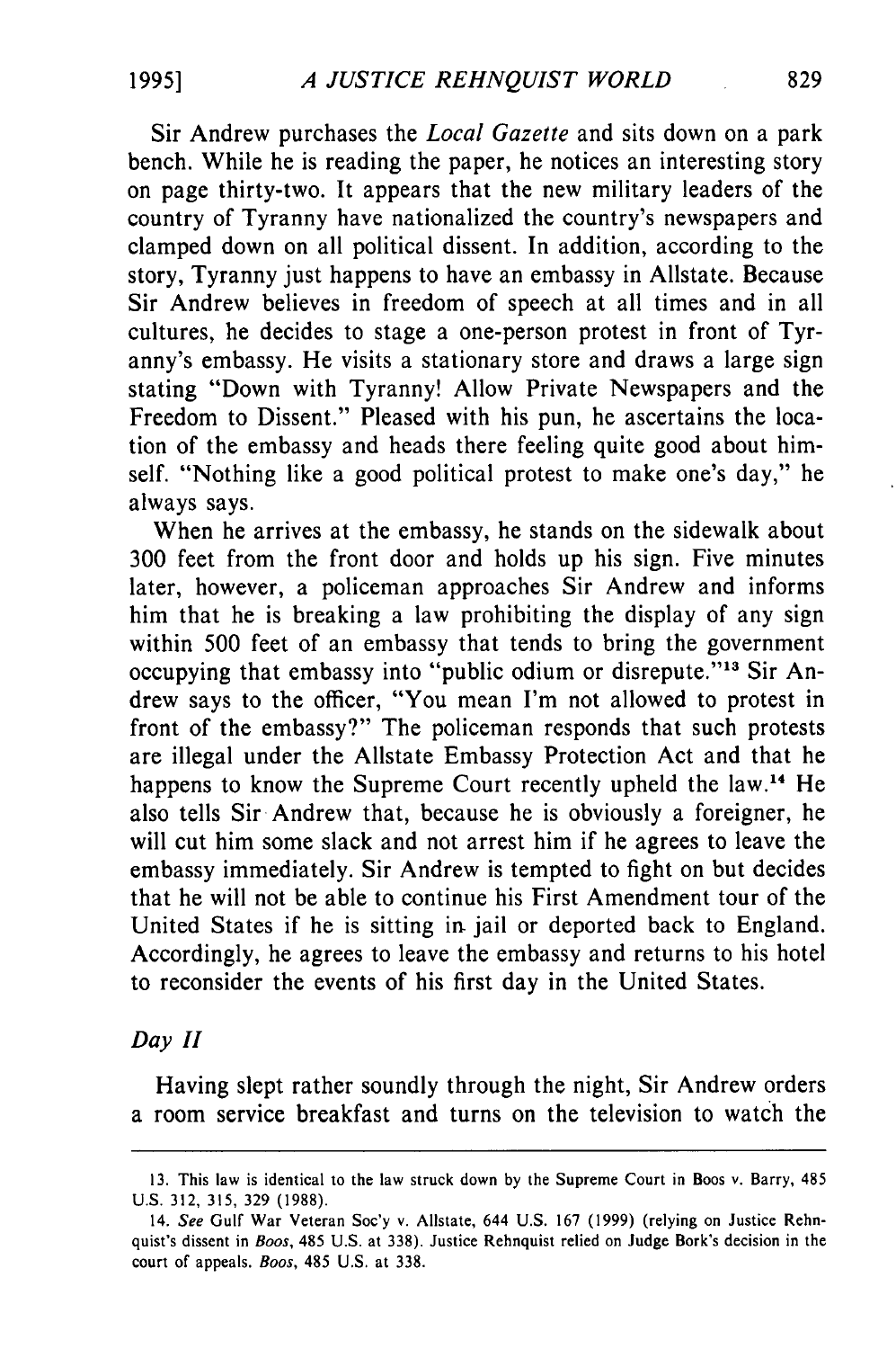Sir Andrew purchases the *Local Gazette* and sits down on a park bench. While he is reading the paper, he notices an interesting story on page thirty-two. It appears that the new military leaders of the country of Tyranny have nationalized the country's newspapers and clamped down on all political dissent. In addition, according to the story, Tyranny just happens to have an embassy in Allstate. Because Sir Andrew believes in freedom of speech at all times and in all cultures, he decides to stage a one-person protest in front of Tyranny's embassy. He visits a stationary store and draws a large sign stating "Down with Tyranny! Allow Private Newspapers and the Freedom to Dissent." Pleased with his pun, he ascertains the location of the embassy and heads there feeling quite good about himself. "Nothing like a good political protest to make one's day," he always says.

When he arrives at the embassy, he stands on the sidewalk about 300 feet from the front door and holds up his sign. Five minutes later, however, a policeman approaches Sir Andrew and informs him that he is breaking a law prohibiting the display of any sign within 500 feet of an embassy that tends to bring the government occupying that embassy into "public odium or disrepute."[13] Sir Andrew says to the officer, "You mean I'm not allowed to protest in front of the embassy?" The policeman responds that such protests are illegal under the Allstate Embassy Protection Act and that he happens to know the Supreme Court recently upheld the law.[14] He also tells Sir Andrew that, because he is obviously a foreigner, he will cut him some slack and not arrest him if he agrees to leave the embassy immediately. Sir Andrew is tempted to fight on but decides that he will not be able to continue his First Amendment tour of the United States if he is sitting in jail or deported back to England. Accordingly, he agrees to leave the embassy and returns to his hotel to reconsider the events of his first day in the United States.

*Day II*

Having slept rather soundly through the night, Sir Andrew orders a room service breakfast and turns on the television to watch the

---

13. This law is identical to the law struck down by the Supreme Court in Boos v. Barry, 485 U.S. 312, 315, 329 (1988).

14. *See* Gulf War Veteran Soc'y v. Allstate, 644 U.S. 167 (1999) (relying on Justice Rehnquist's dissent in *Boos*, 485 U.S. at 338). Justice Rehnquist relied on Judge Bork's decision in the court of appeals. *Boos*, 485 U.S. at 338.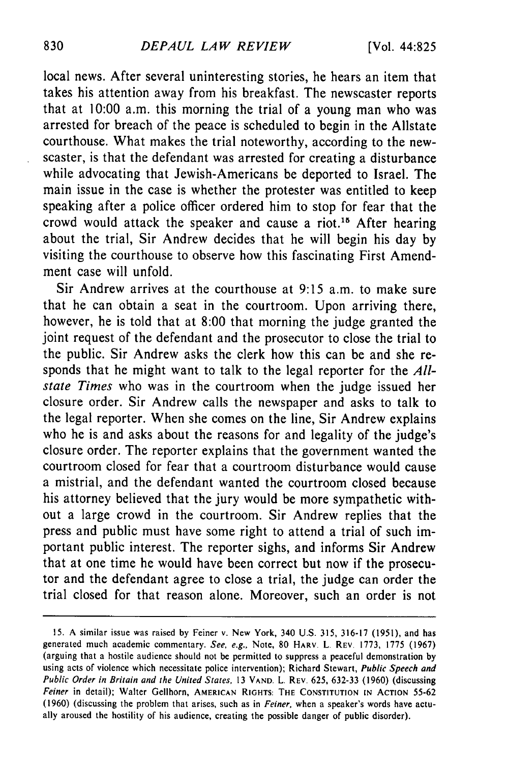local news. After several uninteresting stories, he hears an item that takes his attention away from his breakfast. The newscaster reports that at 10:00 a.m. this morning the trial of a young man who was arrested for breach of the peace is scheduled to begin in the Allstate courthouse. What makes the trial noteworthy, according to the newscaster, is that the defendant was arrested for creating a disturbance while advocating that Jewish-Americans be deported to Israel. The main issue in the case is whether the protester was entitled to keep speaking after a police officer ordered him to stop for fear that the crowd would attack the speaker and cause a riot.[15] After hearing about the trial, Sir Andrew decides that he will begin his day by visiting the courthouse to observe how this fascinating First Amendment case will unfold.

Sir Andrew arrives at the courthouse at 9:15 a.m. to make sure that he can obtain a seat in the courtroom. Upon arriving there, however, he is told that at 8:00 that morning the judge granted the joint request of the defendant and the prosecutor to close the trial to the public. Sir Andrew asks the clerk how this can be and she responds that he might want to talk to the legal reporter for the *Allstate Times* who was in the courtroom when the judge issued her closure order. Sir Andrew calls the newspaper and asks to talk to the legal reporter. When she comes on the line, Sir Andrew explains who he is and asks about the reasons for and legality of the judge's closure order. The reporter explains that the government wanted the courtroom closed for fear that a courtroom disturbance would cause a mistrial, and the defendant wanted the courtroom closed because his attorney believed that the jury would be more sympathetic without a large crowd in the courtroom. Sir Andrew replies that the press and public must have some right to attend a trial of such important public interest. The reporter sighs, and informs Sir Andrew that at one time he would have been correct but now if the prosecutor and the defendant agree to close a trial, the judge can order the trial closed for that reason alone. Moreover, such an order is not

---

15. A similar issue was raised by Feiner v. New York, 340 U.S. 315, 316-17 (1951), and has generated much academic commentary. *See, e.g.*, Note, 80 HARV. L. REV. 1773, 1775 (1967) (arguing that a hostile audience should not be permitted to suppress a peaceful demonstration by using acts of violence which necessitate police intervention); Richard Stewart, *Public Speech and Public Order in Britain and the United States*, 13 VAND. L. REV. 625, 632-33 (1960) (discussing *Feiner* in detail); Walter Gellhorn, AMERICAN RIGHTS: THE CONSTITUTION IN ACTION 55-62 (1960) (discussing the problem that arises, such as in *Feiner*, when a speaker's words have actually aroused the hostility of his audience, creating the possible danger of public disorder).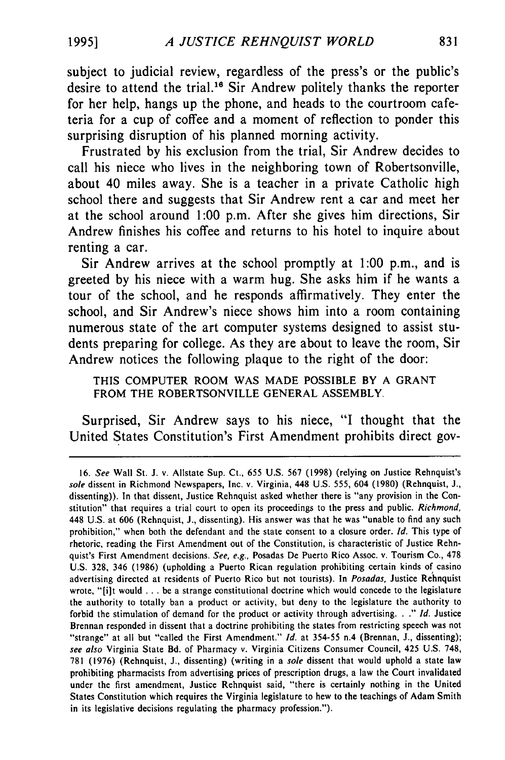subject to judicial review, regardless of the press's or the public's desire to attend the trial.[16] Sir Andrew politely thanks the reporter for her help, hangs up the phone, and heads to the courtroom cafeteria for a cup of coffee and a moment of reflection to ponder this surprising disruption of his planned morning activity.

Frustrated by his exclusion from the trial, Sir Andrew decides to call his niece who lives in the neighboring town of Robertsonville, about 40 miles away. She is a teacher in a private Catholic high school there and suggests that Sir Andrew rent a car and meet her at the school around 1:00 p.m. After she gives him directions, Sir Andrew finishes his coffee and returns to his hotel to inquire about renting a car.

Sir Andrew arrives at the school promptly at 1:00 p.m., and is greeted by his niece with a warm hug. She asks him if he wants a tour of the school, and he responds affirmatively. They enter the school, and Sir Andrew's niece shows him into a room containing numerous state of the art computer systems designed to assist students preparing for college. As they are about to leave the room, Sir Andrew notices the following plaque to the right of the door:

> THIS COMPUTER ROOM WAS MADE POSSIBLE BY A GRANT FROM THE ROBERTSONVILLE GENERAL ASSEMBLY.

Surprised, Sir Andrew says to his niece, "I thought that the United States Constitution's First Amendment prohibits direct gov-

---

16. *See* Wall St. J. v. Allstate Sup. Ct., 655 U.S. 567 (1998) (relying on Justice Rehnquist's *sole* dissent in Richmond Newspapers, Inc. v. Virginia, 448 U.S. 555, 604 (1980) (Rehnquist, J., dissenting)). In that dissent, Justice Rehnquist asked whether there is "any provision in the Constitution" that requires a trial court to open its proceedings to the press and public. *Richmond*, 448 U.S. at 606 (Rehnquist, J., dissenting). His answer was that he was "unable to find any such prohibition," when both the defendant and the state consent to a closure order. *Id.* This type of rhetoric, reading the First Amendment out of the Constitution, is characteristic of Justice Rehnquist's First Amendment decisions. *See, e.g.*, Posadas De Puerto Rico Assoc. v. Tourism Co., 478 U.S. 328, 346 (1986) (upholding a Puerto Rican regulation prohibiting certain kinds of casino advertising directed at residents of Puerto Rico but not tourists). In *Posadas*, Justice Rehnquist wrote, "[i]t would . . . be a strange constitutional doctrine which would concede to the legislature the authority to totally ban a product or activity, but deny to the legislature the authority to forbid the stimulation of demand for the product or activity through advertising. . ." *Id.* Justice Brennan responded in dissent that a doctrine prohibiting the states from restricting speech was not "strange" at all but "called the First Amendment." *Id.* at 354-55 n.4 (Brennan, J., dissenting); *see also* Virginia State Bd. of Pharmacy v. Virginia Citizens Consumer Council, 425 U.S. 748, 781 (1976) (Rehnquist, J., dissenting) (writing in a *sole* dissent that would uphold a state law prohibiting pharmacists from advertising prices of prescription drugs, a law the Court invalidated under the first amendment, Justice Rehnquist said, "there is certainly nothing in the United States Constitution which requires the Virginia legislature to hew to the teachings of Adam Smith in its legislative decisions regulating the pharmacy profession.").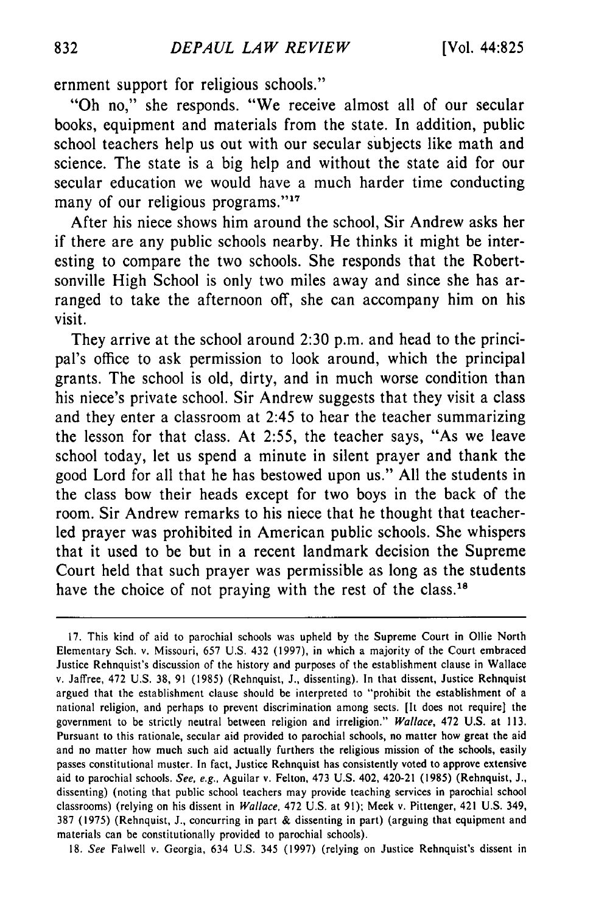ernment support for religious schools."

"Oh no," she responds. "We receive almost all of our secular books, equipment and materials from the state. In addition, public school teachers help us out with our secular subjects like math and science. The state is a big help and without the state aid for our secular education we would have a much harder time conducting many of our religious programs."[17]

After his niece shows him around the school, Sir Andrew asks her if there are any public schools nearby. He thinks it might be interesting to compare the two schools. She responds that the Robertsonville High School is only two miles away and since she has arranged to take the afternoon off, she can accompany him on his visit.

They arrive at the school around 2:30 p.m. and head to the principal's office to ask permission to look around, which the principal grants. The school is old, dirty, and in much worse condition than his niece's private school. Sir Andrew suggests that they visit a class and they enter a classroom at 2:45 to hear the teacher summarizing the lesson for that class. At 2:55, the teacher says, "As we leave school today, let us spend a minute in silent prayer and thank the good Lord for all that he has bestowed upon us." All the students in the class bow their heads except for two boys in the back of the room. Sir Andrew remarks to his niece that he thought that teacher-led prayer was prohibited in American public schools. She whispers that it used to be but in a recent landmark decision the Supreme Court held that such prayer was permissible as long as the students have the choice of not praying with the rest of the class.[18]

---

17. This kind of aid to parochial schools was upheld by the Supreme Court in Ollie North Elementary Sch. v. Missouri, 657 U.S. 432 (1997), in which a majority of the Court embraced Justice Rehnquist's discussion of the history and purposes of the establishment clause in Wallace v. Jaffree, 472 U.S. 38, 91 (1985) (Rehnquist, J., dissenting). In that dissent, Justice Rehnquist argued that the establishment clause should be interpreted to "prohibit the establishment of a national religion, and perhaps to prevent discrimination among sects. [It does not require] the government to be strictly neutral between religion and irreligion." *Wallace*, 472 U.S. at 113. Pursuant to this rationale, secular aid provided to parochial schools, no matter how great the aid and no matter how much such aid actually furthers the religious mission of the schools, easily passes constitutional muster. In fact, Justice Rehnquist has consistently voted to approve extensive aid to parochial schools. *See, e.g.*, Aguilar v. Felton, 473 U.S. 402, 420-21 (1985) (Rehnquist, J., dissenting) (noting that public school teachers may provide teaching services in parochial school classrooms) (relying on his dissent in *Wallace*, 472 U.S. at 91); Meek v. Pittenger, 421 U.S. 349, 387 (1975) (Rehnquist, J., concurring in part & dissenting in part) (arguing that equipment and materials can be constitutionally provided to parochial schools).

18. *See* Falwell v. Georgia, 634 U.S. 345 (1997) (relying on Justice Rehnquist's dissent in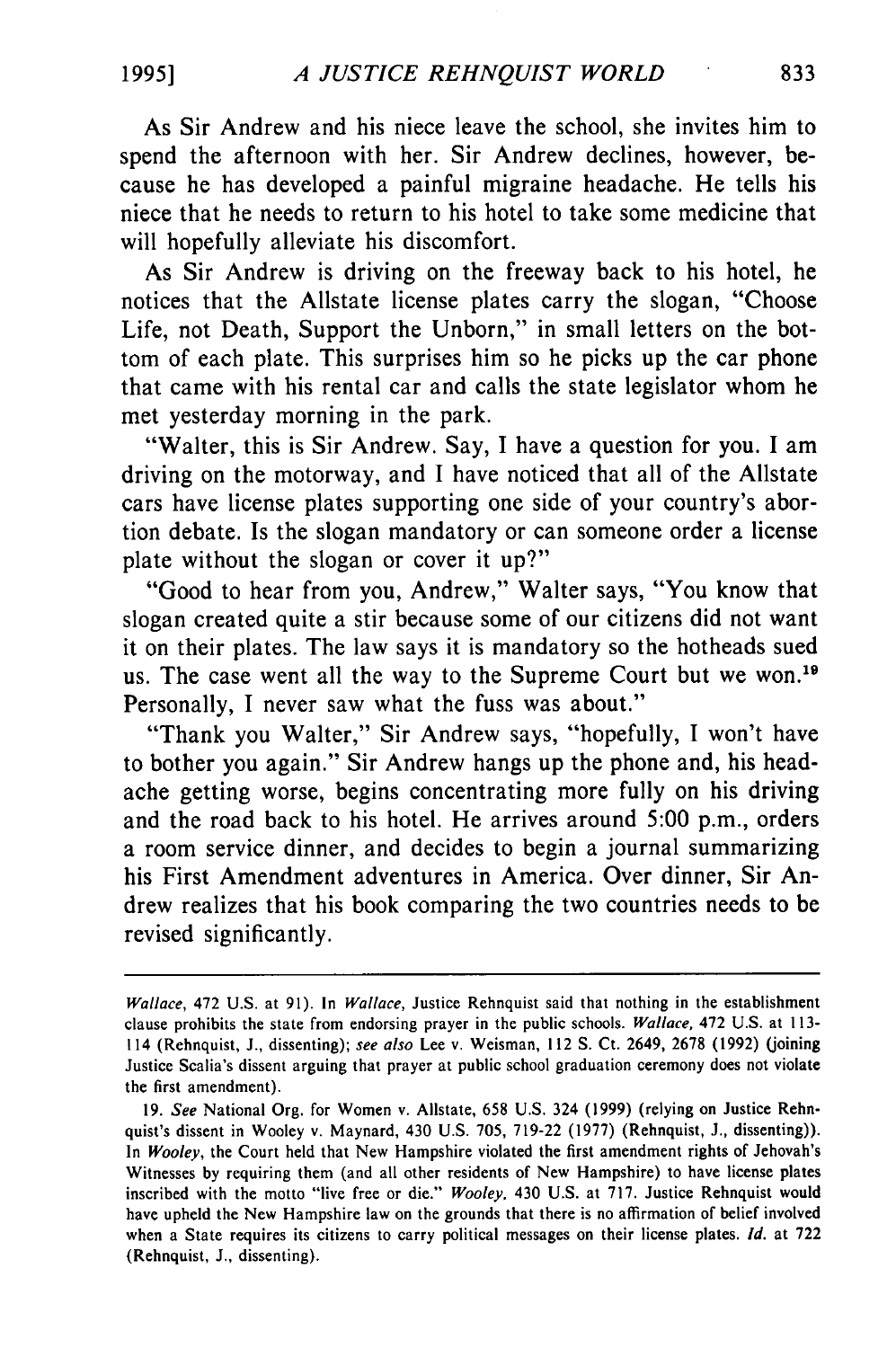As Sir Andrew and his niece leave the school, she invites him to spend the afternoon with her. Sir Andrew declines, however, because he has developed a painful migraine headache. He tells his niece that he needs to return to his hotel to take some medicine that will hopefully alleviate his discomfort.

As Sir Andrew is driving on the freeway back to his hotel, he notices that the Allstate license plates carry the slogan, "Choose Life, not Death, Support the Unborn," in small letters on the bottom of each plate. This surprises him so he picks up the car phone that came with his rental car and calls the state legislator whom he met yesterday morning in the park.

"Walter, this is Sir Andrew. Say, I have a question for you. I am driving on the motorway, and I have noticed that all of the Allstate cars have license plates supporting one side of your country's abortion debate. Is the slogan mandatory or can someone order a license plate without the slogan or cover it up?"

"Good to hear from you, Andrew," Walter says, "You know that slogan created quite a stir because some of our citizens did not want it on their plates. The law says it is mandatory so the hotheads sued us. The case went all the way to the Supreme Court but we won.[19] Personally, I never saw what the fuss was about."

"Thank you Walter," Sir Andrew says, "hopefully, I won't have to bother you again." Sir Andrew hangs up the phone and, his headache getting worse, begins concentrating more fully on his driving and the road back to his hotel. He arrives around 5:00 p.m., orders a room service dinner, and decides to begin a journal summarizing his First Amendment adventures in America. Over dinner, Sir Andrew realizes that his book comparing the two countries needs to be revised significantly.

---

*Wallace*, 472 U.S. at 91). In *Wallace*, Justice Rehnquist said that nothing in the establishment clause prohibits the state from endorsing prayer in the public schools. *Wallace*, 472 U.S. at 113-114 (Rehnquist, J., dissenting); *see also* Lee v. Weisman, 112 S. Ct. 2649, 2678 (1992) (joining Justice Scalia's dissent arguing that prayer at public school graduation ceremony does not violate the first amendment).

19. *See* National Org. for Women v. Allstate, 658 U.S. 324 (1999) (relying on Justice Rehnquist's dissent in Wooley v. Maynard, 430 U.S. 705, 719-22 (1977) (Rehnquist, J., dissenting)). In *Wooley*, the Court held that New Hampshire violated the first amendment rights of Jehovah's Witnesses by requiring them (and all other residents of New Hampshire) to have license plates inscribed with the motto "live free or die." *Wooley*, 430 U.S. at 717. Justice Rehnquist would have upheld the New Hampshire law on the grounds that there is no affirmation of belief involved when a State requires its citizens to carry political messages on their license plates. *Id.* at 722 (Rehnquist, J., dissenting).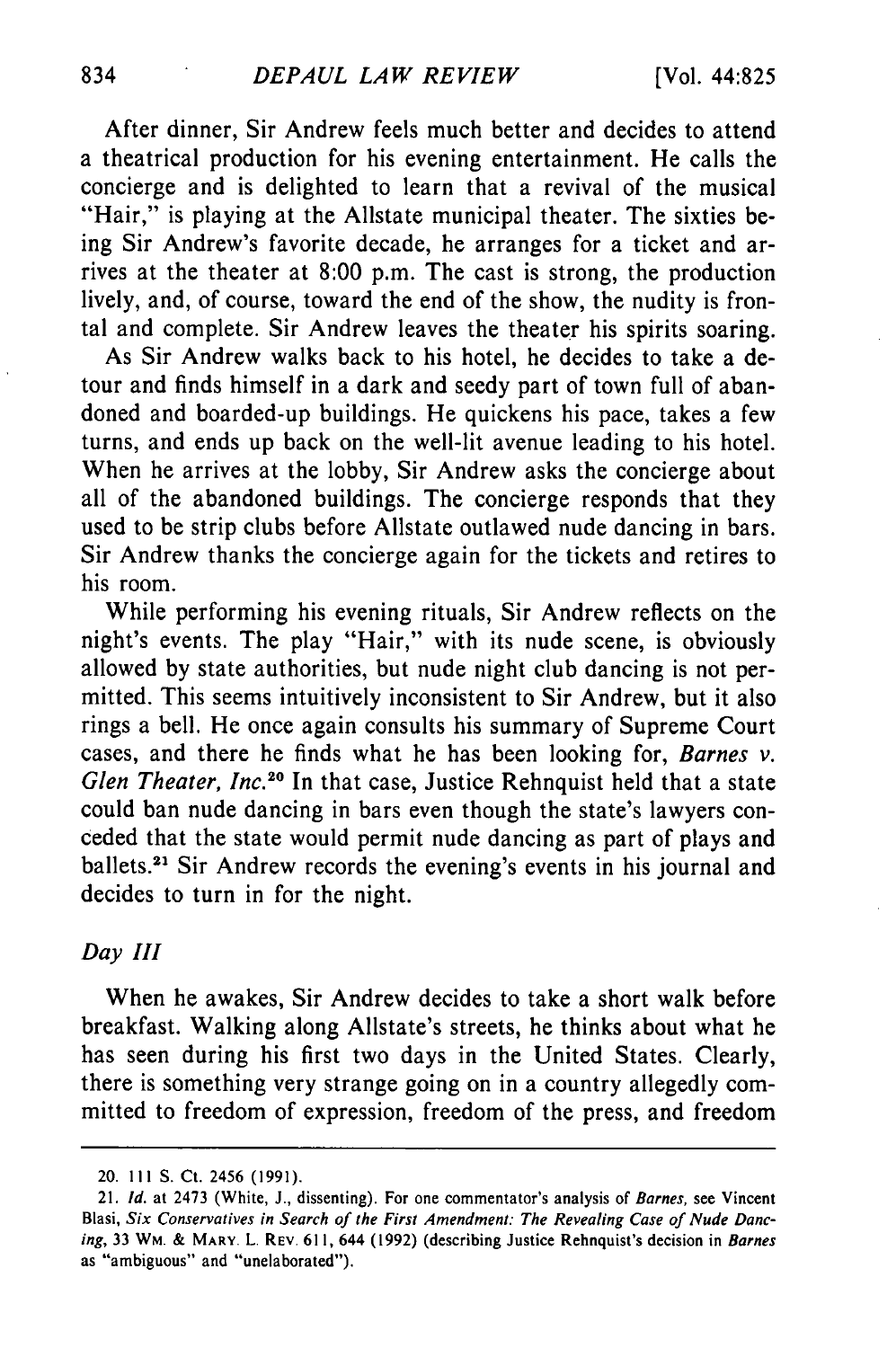After dinner, Sir Andrew feels much better and decides to attend a theatrical production for his evening entertainment. He calls the concierge and is delighted to learn that a revival of the musical "Hair," is playing at the Allstate municipal theater. The sixties being Sir Andrew's favorite decade, he arranges for a ticket and arrives at the theater at 8:00 p.m. The cast is strong, the production lively, and, of course, toward the end of the show, the nudity is frontal and complete. Sir Andrew leaves the theater his spirits soaring.

As Sir Andrew walks back to his hotel, he decides to take a detour and finds himself in a dark and seedy part of town full of abandoned and boarded-up buildings. He quickens his pace, takes a few turns, and ends up back on the well-lit avenue leading to his hotel. When he arrives at the lobby, Sir Andrew asks the concierge about all of the abandoned buildings. The concierge responds that they used to be strip clubs before Allstate outlawed nude dancing in bars. Sir Andrew thanks the concierge again for the tickets and retires to his room.

While performing his evening rituals, Sir Andrew reflects on the night's events. The play "Hair," with its nude scene, is obviously allowed by state authorities, but nude night club dancing is not permitted. This seems intuitively inconsistent to Sir Andrew, but it also rings a bell. He once again consults his summary of Supreme Court cases, and there he finds what he has been looking for, *Barnes v. Glen Theater, Inc.*[20] In that case, Justice Rehnquist held that a state could ban nude dancing in bars even though the state's lawyers conceded that the state would permit nude dancing as part of plays and ballets.[21] Sir Andrew records the evening's events in his journal and decides to turn in for the night.

### *Day III*

When he awakes, Sir Andrew decides to take a short walk before breakfast. Walking along Allstate's streets, he thinks about what he has seen during his first two days in the United States. Clearly, there is something very strange going on in a country allegedly committed to freedom of expression, freedom of the press, and freedom

---

20. 111 S. Ct. 2456 (1991).

21. *Id.* at 2473 (White, J., dissenting). For one commentator's analysis of *Barnes*, see Vincent Blasi, *Six Conservatives in Search of the First Amendment: The Revealing Case of Nude Dancing*, 33 WM. & MARY L. REV. 611, 644 (1992) (describing Justice Rehnquist's decision in *Barnes* as "ambiguous" and "unelaborated").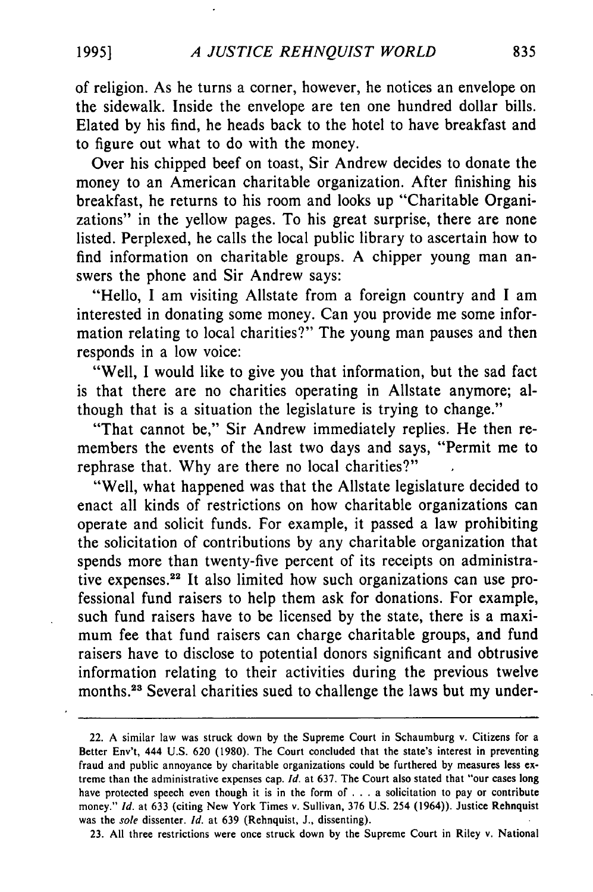of religion. As he turns a corner, however, he notices an envelope on the sidewalk. Inside the envelope are ten one hundred dollar bills. Elated by his find, he heads back to the hotel to have breakfast and to figure out what to do with the money.

Over his chipped beef on toast, Sir Andrew decides to donate the money to an American charitable organization. After finishing his breakfast, he returns to his room and looks up "Charitable Organizations" in the yellow pages. To his great surprise, there are none listed. Perplexed, he calls the local public library to ascertain how to find information on charitable groups. A chipper young man answers the phone and Sir Andrew says:

"Hello, I am visiting Allstate from a foreign country and I am interested in donating some money. Can you provide me some information relating to local charities?" The young man pauses and then responds in a low voice:

"Well, I would like to give you that information, but the sad fact is that there are no charities operating in Allstate anymore; although that is a situation the legislature is trying to change."

"That cannot be," Sir Andrew immediately replies. He then remembers the events of the last two days and says, "Permit me to rephrase that. Why are there no local charities?"

"Well, what happened was that the Allstate legislature decided to enact all kinds of restrictions on how charitable organizations can operate and solicit funds. For example, it passed a law prohibiting the solicitation of contributions by any charitable organization that spends more than twenty-five percent of its receipts on administrative expenses.[22] It also limited how such organizations can use professional fund raisers to help them ask for donations. For example, such fund raisers have to be licensed by the state, there is a maximum fee that fund raisers can charge charitable groups, and fund raisers have to disclose to potential donors significant and obtrusive information relating to their activities during the previous twelve months.[23] Several charities sued to challenge the laws but my under-

---

22. A similar law was struck down by the Supreme Court in Schaumburg v. Citizens for a Better Env't, 444 U.S. 620 (1980). The Court concluded that the state's interest in preventing fraud and public annoyance by charitable organizations could be furthered by measures less extreme than the administrative expenses cap. *Id.* at 637. The Court also stated that "our cases long have protected speech even though it is in the form of . . . a solicitation to pay or contribute money." *Id.* at 633 (citing New York Times v. Sullivan, 376 U.S. 254 (1964)). Justice Rehnquist was the *sole* dissenter. *Id.* at 639 (Rehnquist, J., dissenting).

23. All three restrictions were once struck down by the Supreme Court in Riley v. National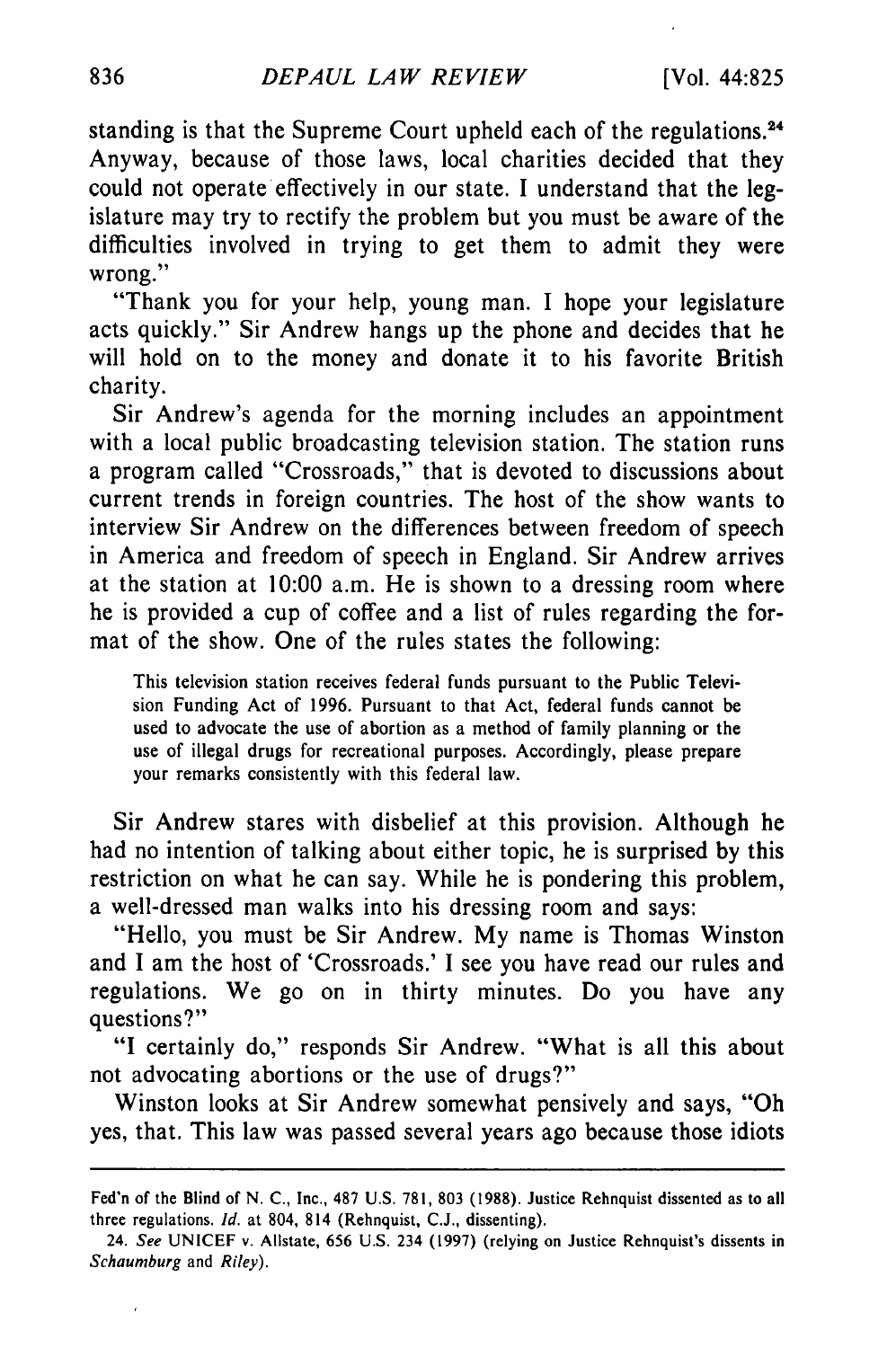standing is that the Supreme Court upheld each of the regulations.[24] Anyway, because of those laws, local charities decided that they could not operate effectively in our state. I understand that the legislature may try to rectify the problem but you must be aware of the difficulties involved in trying to get them to admit they were wrong."

"Thank you for your help, young man. I hope your legislature acts quickly." Sir Andrew hangs up the phone and decides that he will hold on to the money and donate it to his favorite British charity.

Sir Andrew's agenda for the morning includes an appointment with a local public broadcasting television station. The station runs a program called "Crossroads," that is devoted to discussions about current trends in foreign countries. The host of the show wants to interview Sir Andrew on the differences between freedom of speech in America and freedom of speech in England. Sir Andrew arrives at the station at 10:00 a.m. He is shown to a dressing room where he is provided a cup of coffee and a list of rules regarding the format of the show. One of the rules states the following:

> This television station receives federal funds pursuant to the Public Television Funding Act of 1996. Pursuant to that Act, federal funds cannot be used to advocate the use of abortion as a method of family planning or the use of illegal drugs for recreational purposes. Accordingly, please prepare your remarks consistently with this federal law.

Sir Andrew stares with disbelief at this provision. Although he had no intention of talking about either topic, he is surprised by this restriction on what he can say. While he is pondering this problem, a well-dressed man walks into his dressing room and says:

"Hello, you must be Sir Andrew. My name is Thomas Winston and I am the host of 'Crossroads.' I see you have read our rules and regulations. We go on in thirty minutes. Do you have any questions?"

"I certainly do," responds Sir Andrew. "What is all this about not advocating abortions or the use of drugs?"

Winston looks at Sir Andrew somewhat pensively and says, "Oh yes, that. This law was passed several years ago because those idiots

---

Fed'n of the Blind of N. C., Inc., 487 U.S. 781, 803 (1988). Justice Rehnquist dissented as to all three regulations. *Id.* at 804, 814 (Rehnquist, C.J., dissenting).

24. *See* UNICEF v. Allstate, 656 U.S. 234 (1997) (relying on Justice Rehnquist's dissents in *Schaumburg* and *Riley*).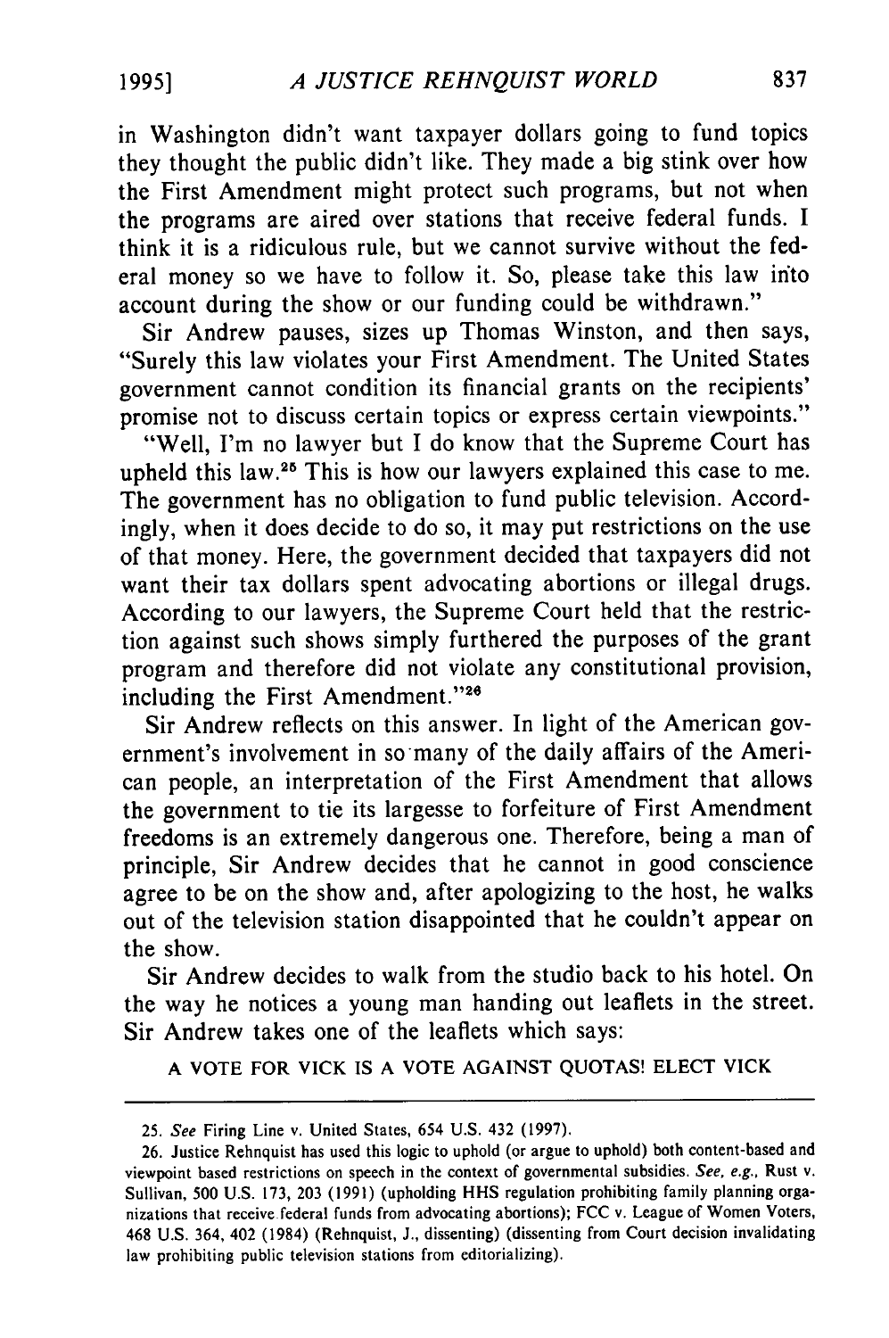in Washington didn't want taxpayer dollars going to fund topics they thought the public didn't like. They made a big stink over how the First Amendment might protect such programs, but not when the programs are aired over stations that receive federal funds. I think it is a ridiculous rule, but we cannot survive without the federal money so we have to follow it. So, please take this law into account during the show or our funding could be withdrawn."

Sir Andrew pauses, sizes up Thomas Winston, and then says, "Surely this law violates your First Amendment. The United States government cannot condition its financial grants on the recipients' promise not to discuss certain topics or express certain viewpoints."

"Well, I'm no lawyer but I do know that the Supreme Court has upheld this law.[25] This is how our lawyers explained this case to me. The government has no obligation to fund public television. Accordingly, when it does decide to do so, it may put restrictions on the use of that money. Here, the government decided that taxpayers did not want their tax dollars spent advocating abortions or illegal drugs. According to our lawyers, the Supreme Court held that the restriction against such shows simply furthered the purposes of the grant program and therefore did not violate any constitutional provision, including the First Amendment."[26]

Sir Andrew reflects on this answer. In light of the American government's involvement in so many of the daily affairs of the American people, an interpretation of the First Amendment that allows the government to tie its largesse to forfeiture of First Amendment freedoms is an extremely dangerous one. Therefore, being a man of principle, Sir Andrew decides that he cannot in good conscience agree to be on the show and, after apologizing to the host, he walks out of the television station disappointed that he couldn't appear on the show.

Sir Andrew decides to walk from the studio back to his hotel. On the way he notices a young man handing out leaflets in the street. Sir Andrew takes one of the leaflets which says:

A VOTE FOR VICK IS A VOTE AGAINST QUOTAS! ELECT VICK

---

25. *See* Firing Line v. United States, 654 U.S. 432 (1997).

26. Justice Rehnquist has used this logic to uphold (or argue to uphold) both content-based and viewpoint based restrictions on speech in the context of governmental subsidies. *See, e.g.*, Rust v. Sullivan, 500 U.S. 173, 203 (1991) (upholding HHS regulation prohibiting family planning organizations that receive federal funds from advocating abortions); FCC v. League of Women Voters, 468 U.S. 364, 402 (1984) (Rehnquist, J., dissenting) (dissenting from Court decision invalidating law prohibiting public television stations from editorializing).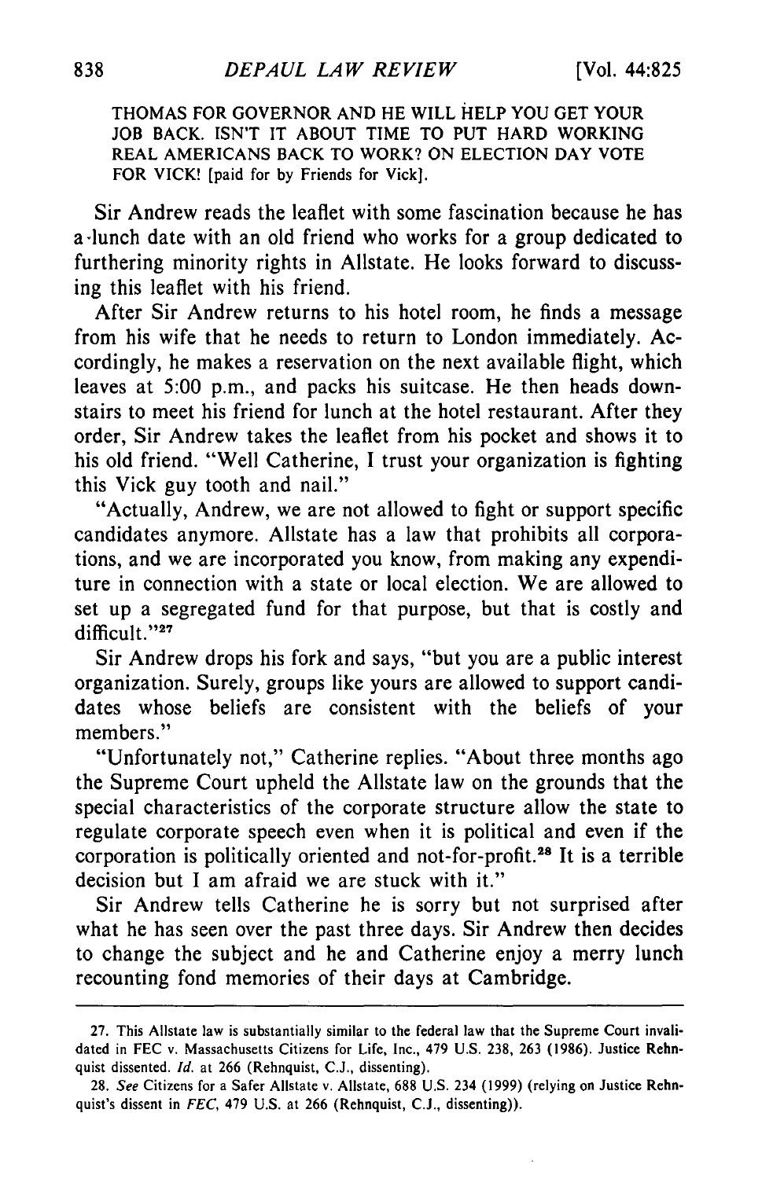THOMAS FOR GOVERNOR AND HE WILL HELP YOU GET YOUR JOB BACK. ISN'T IT ABOUT TIME TO PUT HARD WORKING REAL AMERICANS BACK TO WORK? ON ELECTION DAY VOTE FOR VICK! [paid for by Friends for Vick].

Sir Andrew reads the leaflet with some fascination because he has a lunch date with an old friend who works for a group dedicated to furthering minority rights in Allstate. He looks forward to discussing this leaflet with his friend.

After Sir Andrew returns to his hotel room, he finds a message from his wife that he needs to return to London immediately. Accordingly, he makes a reservation on the next available flight, which leaves at 5:00 p.m., and packs his suitcase. He then heads downstairs to meet his friend for lunch at the hotel restaurant. After they order, Sir Andrew takes the leaflet from his pocket and shows it to his old friend. "Well Catherine, I trust your organization is fighting this Vick guy tooth and nail."

"Actually, Andrew, we are not allowed to fight or support specific candidates anymore. Allstate has a law that prohibits all corporations, and we are incorporated you know, from making any expenditure in connection with a state or local election. We are allowed to set up a segregated fund for that purpose, but that is costly and difficult."[27]

Sir Andrew drops his fork and says, "but you are a public interest organization. Surely, groups like yours are allowed to support candidates whose beliefs are consistent with the beliefs of your members."

"Unfortunately not," Catherine replies. "About three months ago the Supreme Court upheld the Allstate law on the grounds that the special characteristics of the corporate structure allow the state to regulate corporate speech even when it is political and even if the corporation is politically oriented and not-for-profit.[28] It is a terrible decision but I am afraid we are stuck with it."

Sir Andrew tells Catherine he is sorry but not surprised after what he has seen over the past three days. Sir Andrew then decides to change the subject and he and Catherine enjoy a merry lunch recounting fond memories of their days at Cambridge.

---

27. This Allstate law is substantially similar to the federal law that the Supreme Court invalidated in FEC v. Massachusetts Citizens for Life, Inc., 479 U.S. 238, 263 (1986). Justice Rehnquist dissented. *Id.* at 266 (Rehnquist, C.J., dissenting).

28. *See* Citizens for a Safer Allstate v. Allstate, 688 U.S. 234 (1999) (relying on Justice Rehnquist's dissent in *FEC*, 479 U.S. at 266 (Rehnquist, C.J., dissenting)).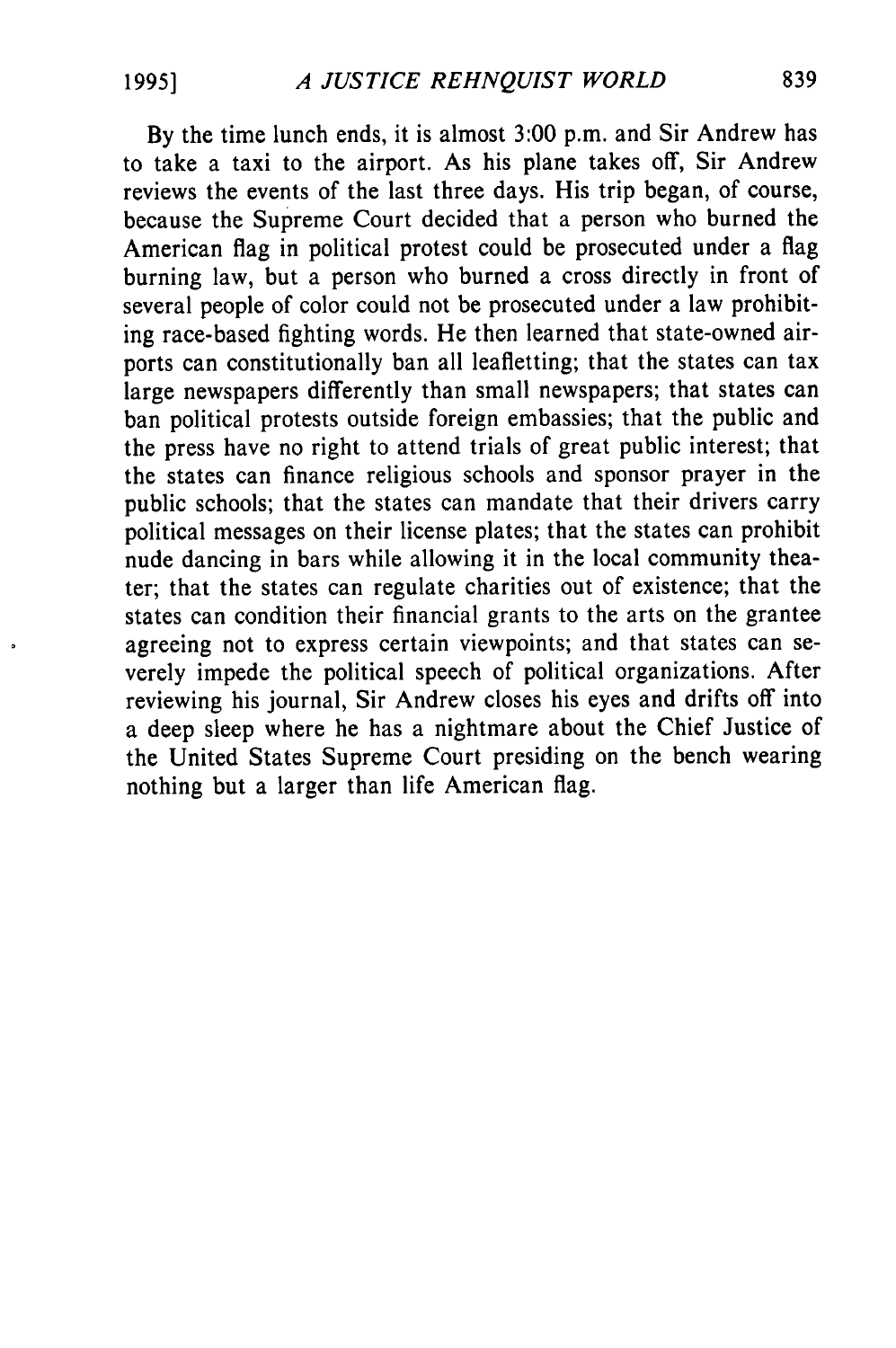By the time lunch ends, it is almost 3:00 p.m. and Sir Andrew has to take a taxi to the airport. As his plane takes off, Sir Andrew reviews the events of the last three days. His trip began, of course, because the Supreme Court decided that a person who burned the American flag in political protest could be prosecuted under a flag burning law, but a person who burned a cross directly in front of several people of color could not be prosecuted under a law prohibiting race-based fighting words. He then learned that state-owned airports can constitutionally ban all leafletting; that the states can tax large newspapers differently than small newspapers; that states can ban political protests outside foreign embassies; that the public and the press have no right to attend trials of great public interest; that the states can finance religious schools and sponsor prayer in the public schools; that the states can mandate that their drivers carry political messages on their license plates; that the states can prohibit nude dancing in bars while allowing it in the local community theater; that the states can regulate charities out of existence; that the states can condition their financial grants to the arts on the grantee agreeing not to express certain viewpoints; and that states can severely impede the political speech of political organizations. After reviewing his journal, Sir Andrew closes his eyes and drifts off into a deep sleep where he has a nightmare about the Chief Justice of the United States Supreme Court presiding on the bench wearing nothing but a larger than life American flag.